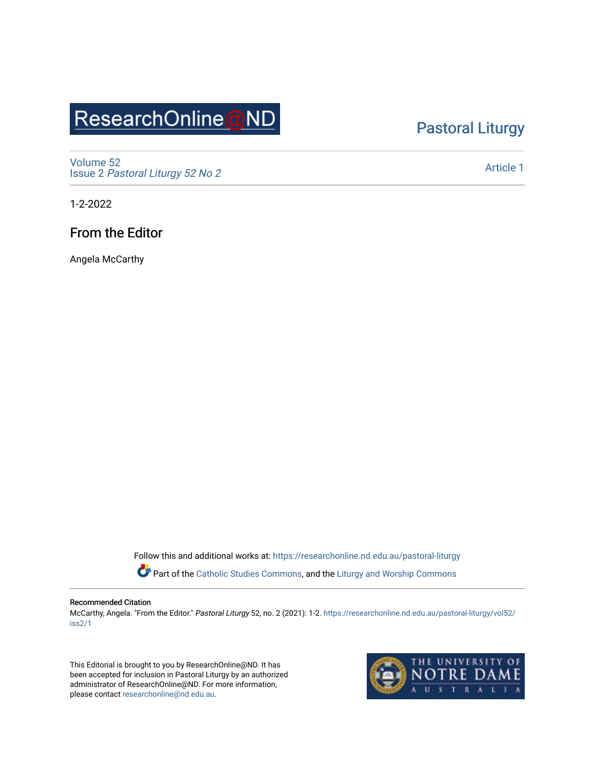ResearchOnline@ND

Pastoral Liturgy

Volume 52
Issue 2 *Pastoral Liturgy 52 No 2*

Article 1

1-2-2022

# From the Editor

Angela McCarthy

Follow this and additional works at: https://researchonline.nd.edu.au/pastoral-liturgy

Part of the Catholic Studies Commons, and the Liturgy and Worship Commons

**Recommended Citation**

McCarthy, Angela. "From the Editor." *Pastoral Liturgy* 52, no. 2 (2021): 1-2. https://researchonline.nd.edu.au/pastoral-liturgy/vol52/iss2/1

This Editorial is brought to you by ResearchOnline@ND. It has been accepted for inclusion in Pastoral Liturgy by an authorized administrator of ResearchOnline@ND. For more information, please contact researchonline@nd.edu.au.

THE UNIVERSITY OF NOTRE DAME AUSTRALIA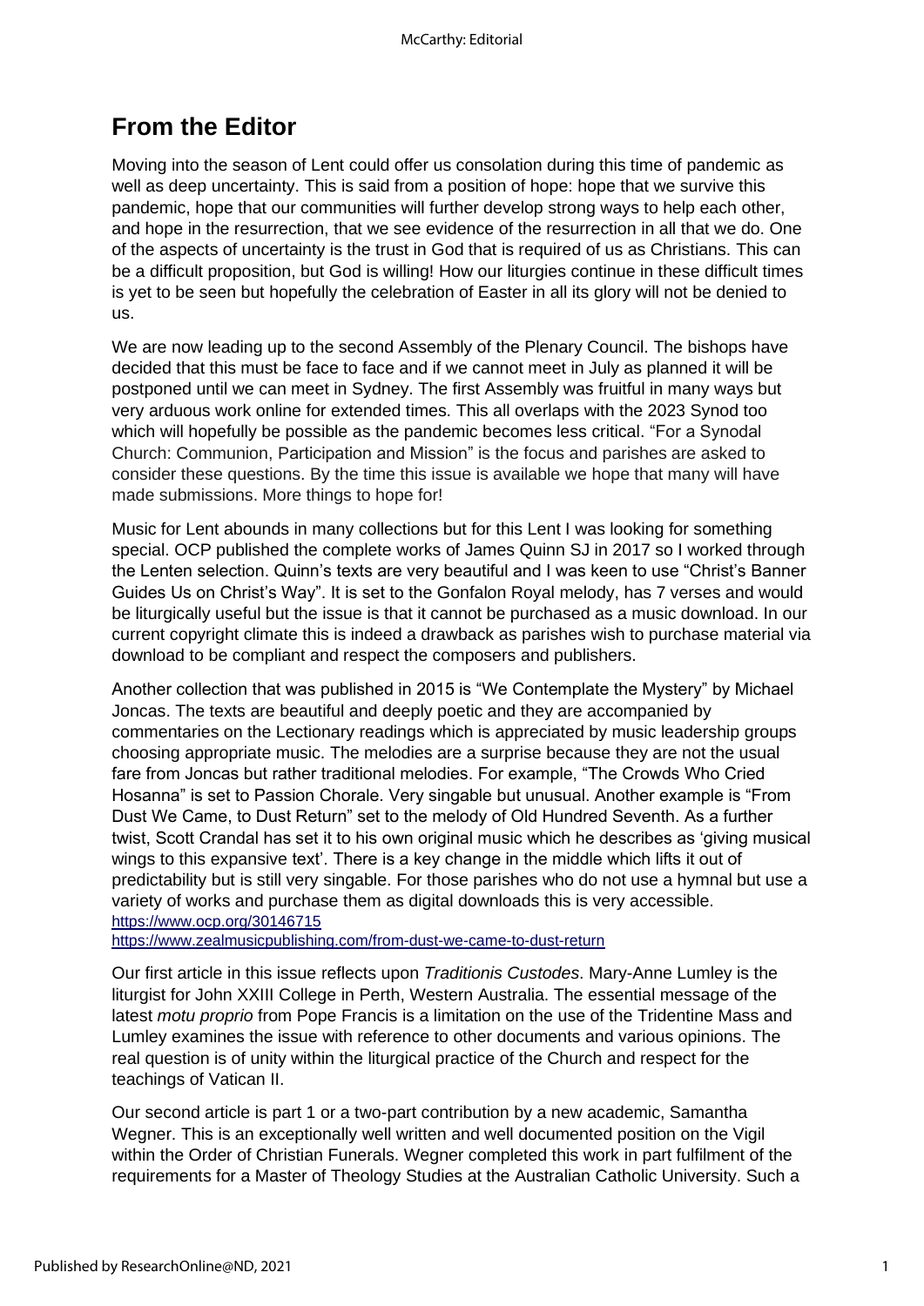## From the Editor

Moving into the season of Lent could offer us consolation during this time of pandemic as well as deep uncertainty. This is said from a position of hope: hope that we survive this pandemic, hope that our communities will further develop strong ways to help each other, and hope in the resurrection, that we see evidence of the resurrection in all that we do. One of the aspects of uncertainty is the trust in God that is required of us as Christians. This can be a difficult proposition, but God is willing! How our liturgies continue in these difficult times is yet to be seen but hopefully the celebration of Easter in all its glory will not be denied to us.

We are now leading up to the second Assembly of the Plenary Council. The bishops have decided that this must be face to face and if we cannot meet in July as planned it will be postponed until we can meet in Sydney. The first Assembly was fruitful in many ways but very arduous work online for extended times. This all overlaps with the 2023 Synod too which will hopefully be possible as the pandemic becomes less critical. "For a Synodal Church: Communion, Participation and Mission" is the focus and parishes are asked to consider these questions. By the time this issue is available we hope that many will have made submissions. More things to hope for!

Music for Lent abounds in many collections but for this Lent I was looking for something special. OCP published the complete works of James Quinn SJ in 2017 so I worked through the Lenten selection. Quinn's texts are very beautiful and I was keen to use "Christ's Banner Guides Us on Christ's Way". It is set to the Gonfalon Royal melody, has 7 verses and would be liturgically useful but the issue is that it cannot be purchased as a music download. In our current copyright climate this is indeed a drawback as parishes wish to purchase material via download to be compliant and respect the composers and publishers.

Another collection that was published in 2015 is "We Contemplate the Mystery" by Michael Joncas. The texts are beautiful and deeply poetic and they are accompanied by commentaries on the Lectionary readings which is appreciated by music leadership groups choosing appropriate music. The melodies are a surprise because they are not the usual fare from Joncas but rather traditional melodies. For example, "The Crowds Who Cried Hosanna" is set to Passion Chorale. Very singable but unusual. Another example is "From Dust We Came, to Dust Return" set to the melody of Old Hundred Seventh. As a further twist, Scott Crandal has set it to his own original music which he describes as 'giving musical wings to this expansive text'. There is a key change in the middle which lifts it out of predictability but is still very singable. For those parishes who do not use a hymnal but use a variety of works and purchase them as digital downloads this is very accessible.
https://www.ocp.org/30146715
https://www.zealmusicpublishing.com/from-dust-we-came-to-dust-return

Our first article in this issue reflects upon *Traditionis Custodes*. Mary-Anne Lumley is the liturgist for John XXIII College in Perth, Western Australia. The essential message of the latest *motu proprio* from Pope Francis is a limitation on the use of the Tridentine Mass and Lumley examines the issue with reference to other documents and various opinions. The real question is of unity within the liturgical practice of the Church and respect for the teachings of Vatican II.

Our second article is part 1 or a two-part contribution by a new academic, Samantha Wegner. This is an exceptionally well written and well documented position on the Vigil within the Order of Christian Funerals. Wegner completed this work in part fulfilment of the requirements for a Master of Theology Studies at the Australian Catholic University. Such a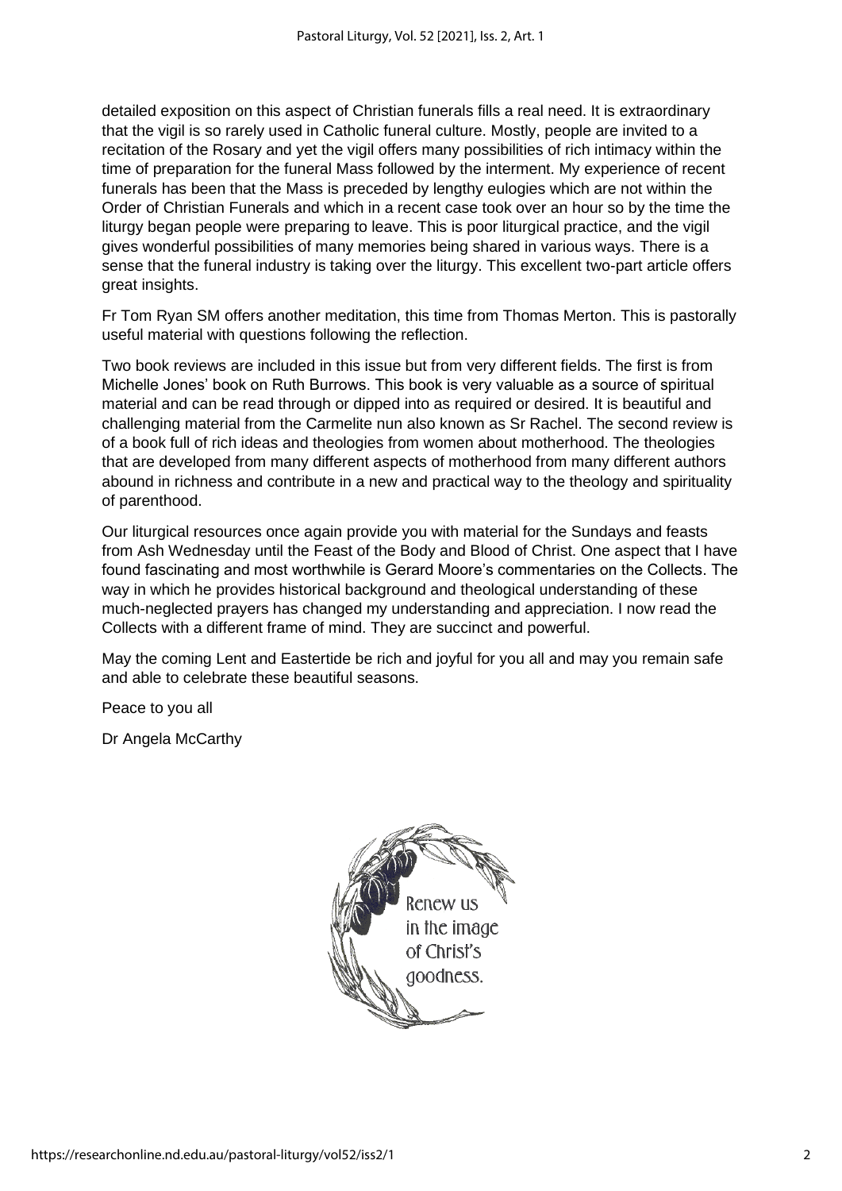detailed exposition on this aspect of Christian funerals fills a real need. It is extraordinary that the vigil is so rarely used in Catholic funeral culture. Mostly, people are invited to a recitation of the Rosary and yet the vigil offers many possibilities of rich intimacy within the time of preparation for the funeral Mass followed by the interment. My experience of recent funerals has been that the Mass is preceded by lengthy eulogies which are not within the Order of Christian Funerals and which in a recent case took over an hour so by the time the liturgy began people were preparing to leave. This is poor liturgical practice, and the vigil gives wonderful possibilities of many memories being shared in various ways. There is a sense that the funeral industry is taking over the liturgy. This excellent two-part article offers great insights.

Fr Tom Ryan SM offers another meditation, this time from Thomas Merton. This is pastorally useful material with questions following the reflection.

Two book reviews are included in this issue but from very different fields. The first is from Michelle Jones' book on Ruth Burrows. This book is very valuable as a source of spiritual material and can be read through or dipped into as required or desired. It is beautiful and challenging material from the Carmelite nun also known as Sr Rachel. The second review is of a book full of rich ideas and theologies from women about motherhood. The theologies that are developed from many different aspects of motherhood from many different authors abound in richness and contribute in a new and practical way to the theology and spirituality of parenthood.

Our liturgical resources once again provide you with material for the Sundays and feasts from Ash Wednesday until the Feast of the Body and Blood of Christ. One aspect that I have found fascinating and most worthwhile is Gerard Moore's commentaries on the Collects. The way in which he provides historical background and theological understanding of these much-neglected prayers has changed my understanding and appreciation. I now read the Collects with a different frame of mind. They are succinct and powerful.

May the coming Lent and Eastertide be rich and joyful for you all and may you remain safe and able to celebrate these beautiful seasons.

Peace to you all

Dr Angela McCarthy

Renew us
in the image
of Christ's
goodness.